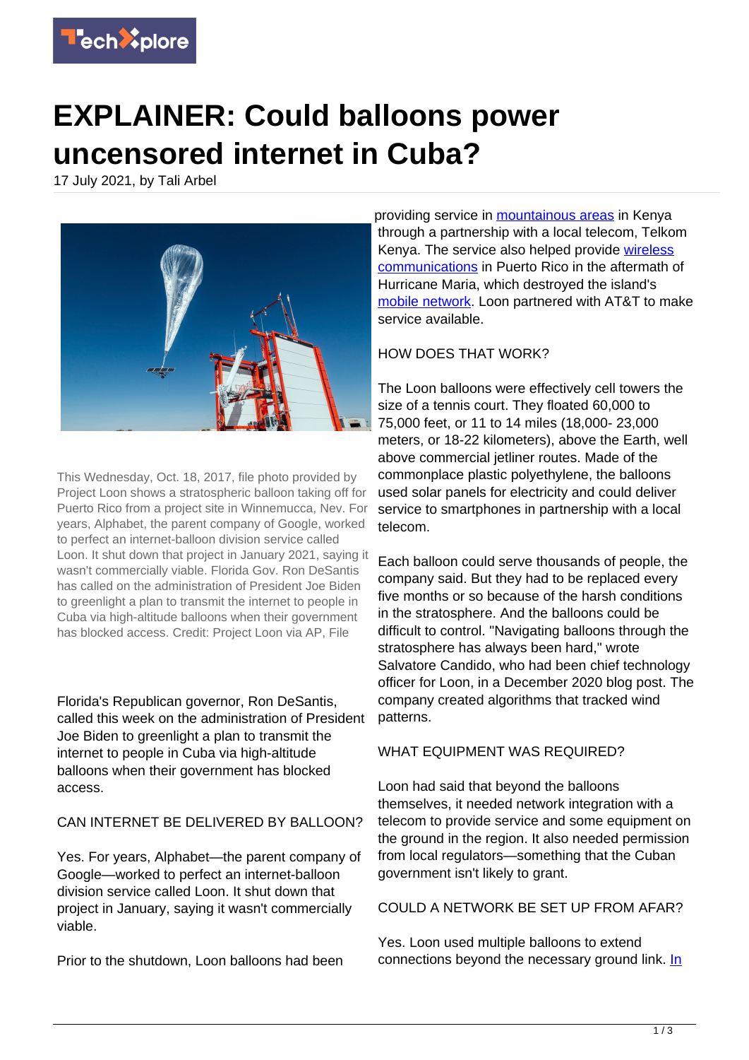# EXPLAINER: Could balloons power uncensored internet in Cuba?

17 July 2021, by Tali Arbel

This Wednesday, Oct. 18, 2017, file photo provided by Project Loon shows a stratospheric balloon taking off for Puerto Rico from a project site in Winnemucca, Nev. For years, Alphabet, the parent company of Google, worked to perfect an internet-balloon division service called Loon. It shut down that project in January 2021, saying it wasn't commercially viable. Florida Gov. Ron DeSantis has called on the administration of President Joe Biden to greenlight a plan to transmit the internet to people in Cuba via high-altitude balloons when their government has blocked access. Credit: Project Loon via AP, File

Florida's Republican governor, Ron DeSantis, called this week on the administration of President Joe Biden to greenlight a plan to transmit the internet to people in Cuba via high-altitude balloons when their government has blocked access.

CAN INTERNET BE DELIVERED BY BALLOON?

Yes. For years, Alphabet—the parent company of Google—worked to perfect an internet-balloon division service called Loon. It shut down that project in January, saying it wasn't commercially viable.

Prior to the shutdown, Loon balloons had been providing service in mountainous areas in Kenya through a partnership with a local telecom, Telkom Kenya. The service also helped provide wireless communications in Puerto Rico in the aftermath of Hurricane Maria, which destroyed the island's mobile network. Loon partnered with AT&T to make service available.

HOW DOES THAT WORK?

The Loon balloons were effectively cell towers the size of a tennis court. They floated 60,000 to 75,000 feet, or 11 to 14 miles (18,000- 23,000 meters, or 18-22 kilometers), above the Earth, well above commercial jetliner routes. Made of the commonplace plastic polyethylene, the balloons used solar panels for electricity and could deliver service to smartphones in partnership with a local telecom.

Each balloon could serve thousands of people, the company said. But they had to be replaced every five months or so because of the harsh conditions in the stratosphere. And the balloons could be difficult to control. "Navigating balloons through the stratosphere has always been hard," wrote Salvatore Candido, who had been chief technology officer for Loon, in a December 2020 blog post. The company created algorithms that tracked wind patterns.

WHAT EQUIPMENT WAS REQUIRED?

Loon had said that beyond the balloons themselves, it needed network integration with a telecom to provide service and some equipment on the ground in the region. It also needed permission from local regulators—something that the Cuban government isn't likely to grant.

COULD A NETWORK BE SET UP FROM AFAR?

Yes. Loon used multiple balloons to extend connections beyond the necessary ground link. In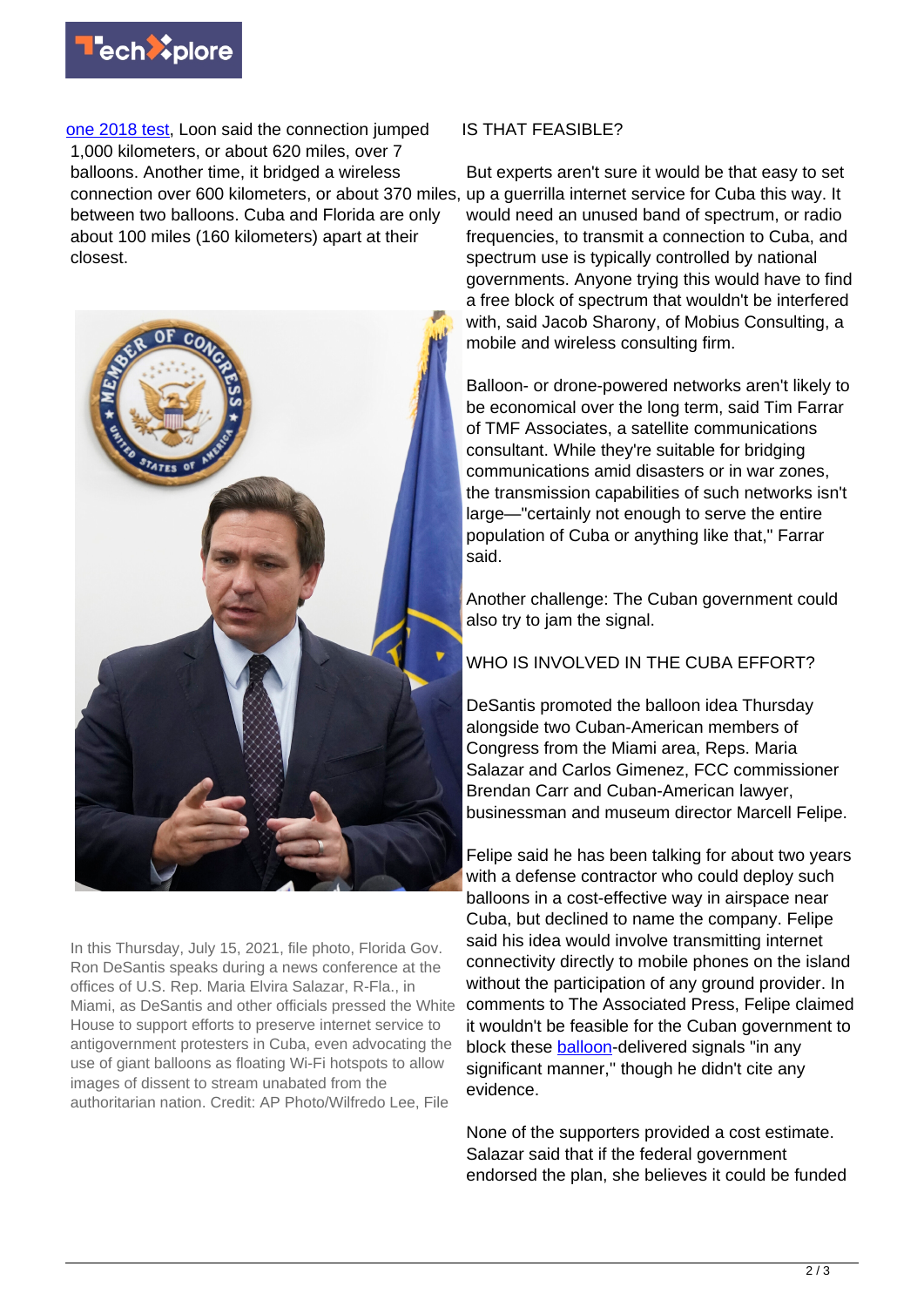one 2018 test, Loon said the connection jumped 1,000 kilometers, or about 620 miles, over 7 balloons. Another time, it bridged a wireless connection over 600 kilometers, or about 370 miles, between two balloons. Cuba and Florida are only about 100 miles (160 kilometers) apart at their closest.

In this Thursday, July 15, 2021, file photo, Florida Gov. Ron DeSantis speaks during a news conference at the offices of U.S. Rep. Maria Elvira Salazar, R-Fla., in Miami, as DeSantis and other officials pressed the White House to support efforts to preserve internet service to antigovernment protesters in Cuba, even advocating the use of giant balloons as floating Wi-Fi hotspots to allow images of dissent to stream unabated from the authoritarian nation. Credit: AP Photo/Wilfredo Lee, File

IS THAT FEASIBLE?

But experts aren't sure it would be that easy to set up a guerrilla internet service for Cuba this way. It would need an unused band of spectrum, or radio frequencies, to transmit a connection to Cuba, and spectrum use is typically controlled by national governments. Anyone trying this would have to find a free block of spectrum that wouldn't be interfered with, said Jacob Sharony, of Mobius Consulting, a mobile and wireless consulting firm.

Balloon- or drone-powered networks aren't likely to be economical over the long term, said Tim Farrar of TMF Associates, a satellite communications consultant. While they're suitable for bridging communications amid disasters or in war zones, the transmission capabilities of such networks isn't large—"certainly not enough to serve the entire population of Cuba or anything like that," Farrar said.

Another challenge: The Cuban government could also try to jam the signal.

WHO IS INVOLVED IN THE CUBA EFFORT?

DeSantis promoted the balloon idea Thursday alongside two Cuban-American members of Congress from the Miami area, Reps. Maria Salazar and Carlos Gimenez, FCC commissioner Brendan Carr and Cuban-American lawyer, businessman and museum director Marcell Felipe.

Felipe said he has been talking for about two years with a defense contractor who could deploy such balloons in a cost-effective way in airspace near Cuba, but declined to name the company. Felipe said his idea would involve transmitting internet connectivity directly to mobile phones on the island without the participation of any ground provider. In comments to The Associated Press, Felipe claimed it wouldn't be feasible for the Cuban government to block these balloon-delivered signals "in any significant manner," though he didn't cite any evidence.

None of the supporters provided a cost estimate. Salazar said that if the federal government endorsed the plan, she believes it could be funded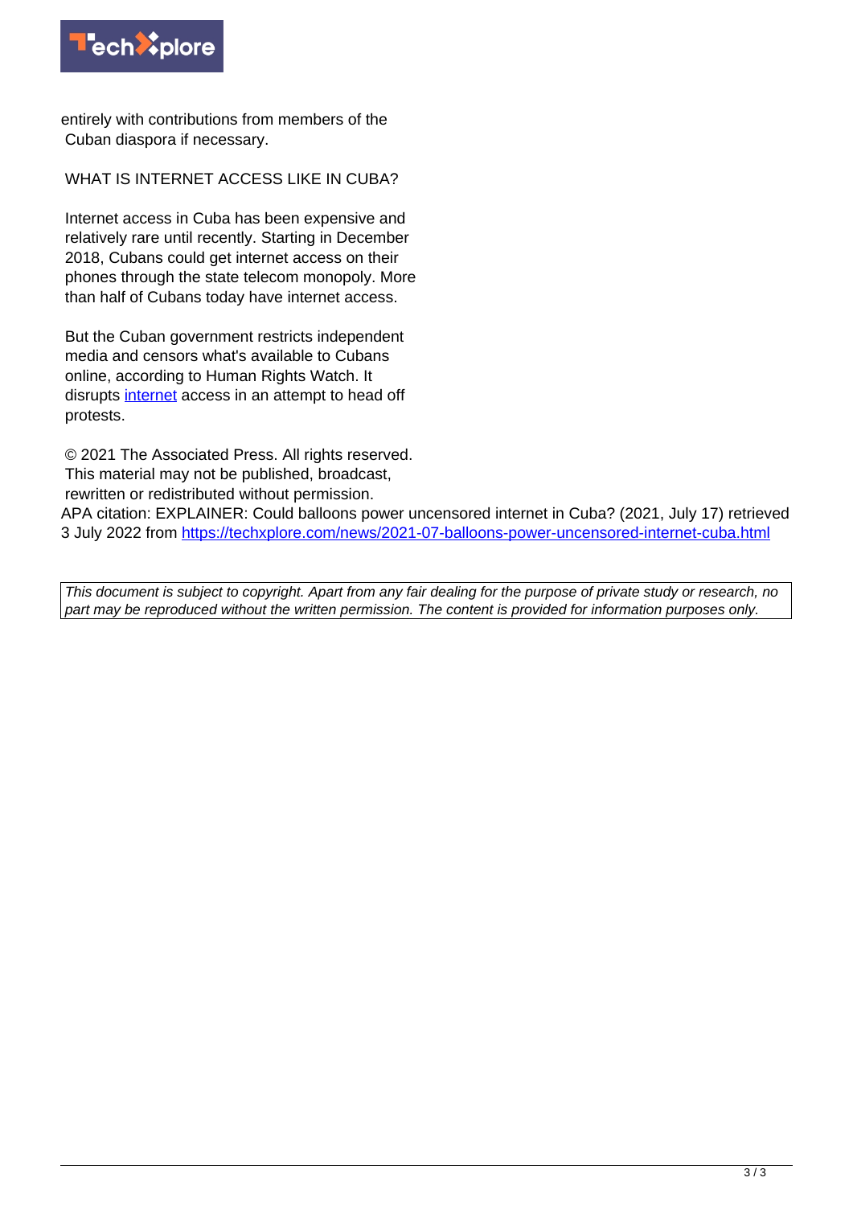entirely with contributions from members of the Cuban diaspora if necessary.

## WHAT IS INTERNET ACCESS LIKE IN CUBA?

Internet access in Cuba has been expensive and relatively rare until recently. Starting in December 2018, Cubans could get internet access on their phones through the state telecom monopoly. More than half of Cubans today have internet access.

But the Cuban government restricts independent media and censors what's available to Cubans online, according to Human Rights Watch. It disrupts internet access in an attempt to head off protests.

© 2021 The Associated Press. All rights reserved. This material may not be published, broadcast, rewritten or redistributed without permission.

APA citation: EXPLAINER: Could balloons power uncensored internet in Cuba? (2021, July 17) retrieved 3 July 2022 from https://techxplore.com/news/2021-07-balloons-power-uncensored-internet-cuba.html

*This document is subject to copyright. Apart from any fair dealing for the purpose of private study or research, no part may be reproduced without the written permission. The content is provided for information purposes only.*